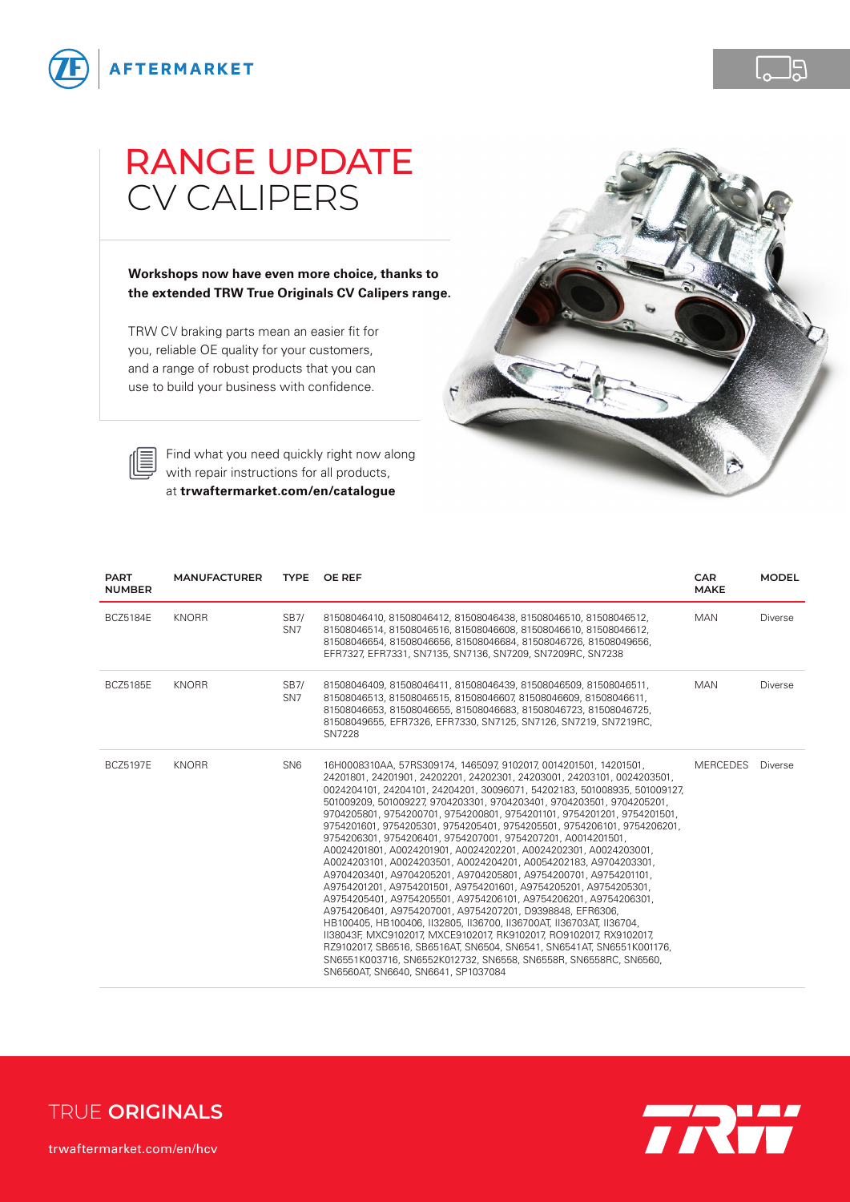# RANGE UPDATE
## CV CALIPERS

**Workshops now have even more choice, thanks to the extended TRW True Originals CV Calipers range.**

TRW CV braking parts mean an easier fit for you, reliable OE quality for your customers, and a range of robust products that you can use to build your business with confidence.

Find what you need quickly right now along with repair instructions for all products, at **trwaftermarket.com/en/catalogue**

| PART NUMBER | MANUFACTURER | TYPE | OE REF | CAR MAKE | MODEL |
|---|---|---|---|---|---|
| BCZ5184E | KNORR | SB7/ SN7 | 81508046410, 81508046412, 81508046438, 81508046510, 81508046512, 81508046514, 81508046516, 81508046608, 81508046610, 81508046612, 81508046654, 81508046656, 81508046684, 81508046726, 81508049656, EFR7327, EFR7331, SN7135, SN7136, SN7209, SN7209RC, SN7238 | MAN | Diverse |
| BCZ5185E | KNORR | SB7/ SN7 | 81508046409, 81508046411, 81508046439, 81508046509, 81508046511, 81508046513, 81508046515, 81508046607, 81508046609, 81508046611, 81508046653, 81508046655, 81508046683, 81508046723, 81508046725, 81508049655, EFR7326, EFR7330, SN7125, SN7126, SN7219, SN7219RC, SN7228 | MAN | Diverse |
| BCZ5197E | KNORR | SN6 | 16H0008310AA, 57RS309174, 1465097, 9102017, 0014201501, 14201501, 24201801, 24201901, 24202201, 24202301, 24203001, 24203101, 0024203501, 0024204101, 24204101, 24204201, 30096071, 54202183, 501008935, 501009127, 501009209, 501009227, 9704203301, 9704203401, 9704203501, 9704205201, 9704205801, 9754200701, 9754200801, 9754201101, 9754201201, 9754201501, 9754201601, 9754205301, 9754205401, 9754205501, 9754206101, 9754206201, 9754206301, 9754206401, 9754207001, 9754207201, A0014201501, A0024201801, A0024201901, A0024202201, A0024202301, A0024203001, A0024203101, A0024203501, A0024204201, A0054202183, A9704203301, A9704203401, A9704205201, A9704205801, A9754200701, A9754201101, A9754201201, A9754201501, A9754201601, A9754205201, A9754205301, A9754205401, A9754205501, A9754206101, A9754206201, A9754206301, A9754206401, A9754207001, A9754207201, D9398848, EFR6306, HB100405, HB100406, II32805, II36700, II36700AT, II36703AT, II36704, II38043F, MXC9102017, MXCE9102017, RK9102017, RO9102017, RX9102017, RZ9102017, SB6516, SB6516AT, SN6504, SN6541, SN6541AT, SN6551K001176, SN6551K003716, SN6552K012732, SN6558, SN6558R, SN6558RC, SN6560, SN6560AT, SN6640, SN6641, SP1037084 | MERCEDES | Diverse |

TRUE **ORIGINALS**

trwaftermarket.com/en/hcv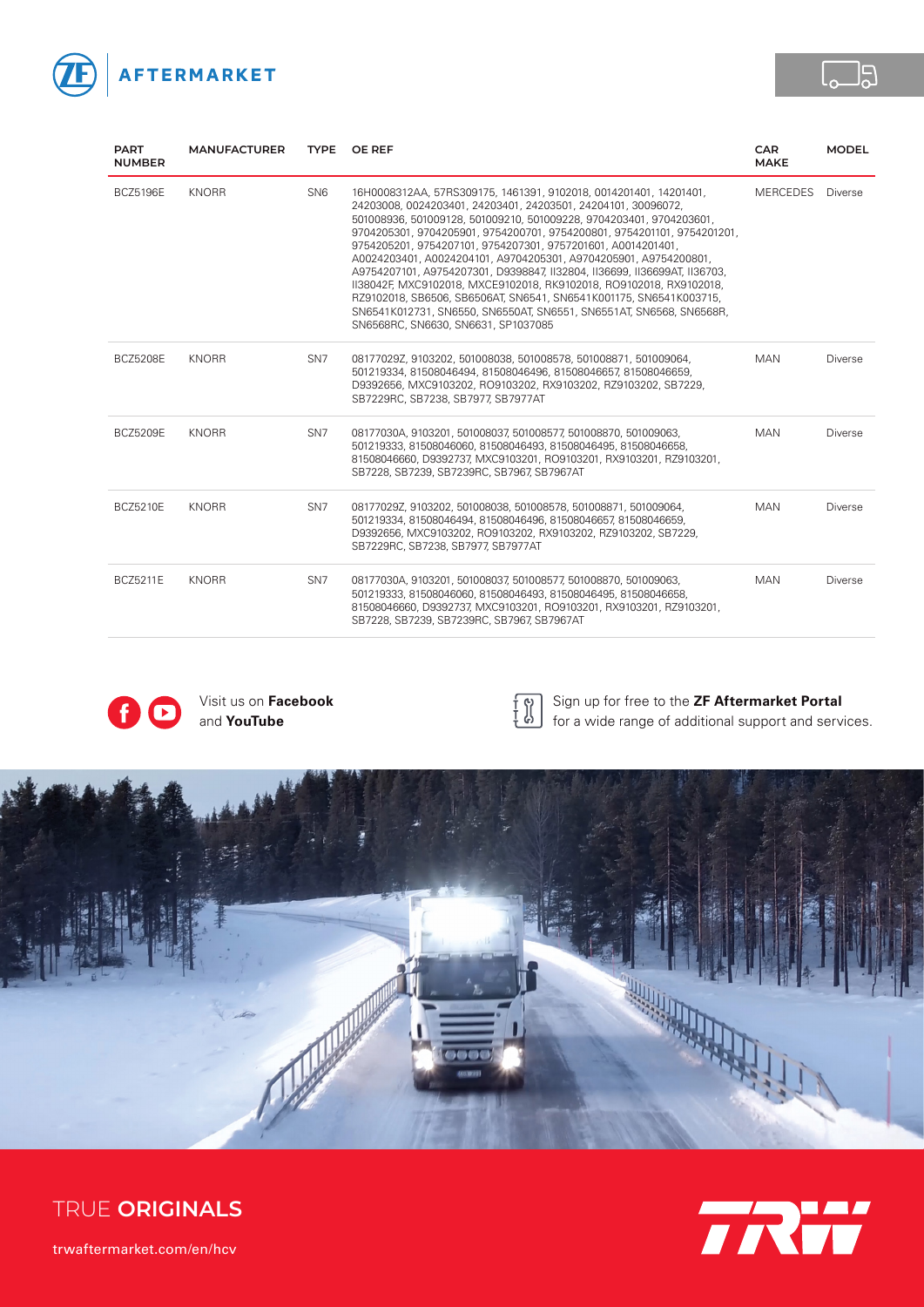| PART NUMBER | MANUFACTURER | TYPE | OE REF | CAR MAKE | MODEL |
|---|---|---|---|---|---|
| BCZ5196E | KNORR | SN6 | 16H0008312AA, 57RS309175, 1461391, 9102018, 0014201401, 14201401, 24203008, 0024203401, 24203401, 24203501, 24204101, 30096072, 501008936, 501009128, 501009210, 501009228, 9704203401, 9704203601, 9704205301, 9704205901, 9754200701, 9754200801, 9754201101, 9754201201, 9754205201, 9754207101, 9754207301, 9757201601, A0014201401, A0024203401, A0024204101, A9704205301, A9704205901, A9754200801, A9754207101, A9754207301, D9398847, II32804, II36699, II36699AT, II36703, II38042F, MXC9102018, MXCE9102018, RK9102018, RO9102018, RX9102018, RZ9102018, SB6506, SB6506AT, SN6541, SN6541K001175, SN6541K003715, SN6541K012731, SN6550, SN6550AT, SN6551, SN6551AT, SN6568, SN6568R, SN6568RC, SN6630, SN6631, SP1037085 | MERCEDES | Diverse |
| BCZ5208E | KNORR | SN7 | 08177029Z, 9103202, 501008038, 501008578, 501008871, 501009064, 501219334, 81508046494, 81508046496, 81508046657, 81508046659, D9392656, MXC9103202, RO9103202, RX9103202, RZ9103202, SB7229, SB7229RC, SB7238, SB7977, SB7977AT | MAN | Diverse |
| BCZ5209E | KNORR | SN7 | 08177030A, 9103201, 501008037, 501008577, 501008870, 501009063, 501219333, 81508046060, 81508046493, 81508046495, 81508046658, 81508046660, D9392737, MXC9103201, RO9103201, RX9103201, RZ9103201, SB7228, SB7239, SB7239RC, SB7967, SB7967AT | MAN | Diverse |
| BCZ5210E | KNORR | SN7 | 08177029Z, 9103202, 501008038, 501008578, 501008871, 501009064, 501219334, 81508046494, 81508046496, 81508046657, 81508046659, D9392656, MXC9103202, RO9103202, RX9103202, RZ9103202, SB7229, SB7229RC, SB7238, SB7977, SB7977AT | MAN | Diverse |
| BCZ5211E | KNORR | SN7 | 08177030A, 9103201, 501008037, 501008577, 501008870, 501009063, 501219333, 81508046060, 81508046493, 81508046495, 81508046658, 81508046660, D9392737, MXC9103201, RO9103201, RX9103201, RZ9103201, SB7228, SB7239, SB7239RC, SB7967, SB7967AT | MAN | Diverse |

Visit us on **Facebook** and **YouTube**

Sign up for free to the **ZF Aftermarket Portal** for a wide range of additional support and services.

TRUE **ORIGINALS**

trwaftermarket.com/en/hcv